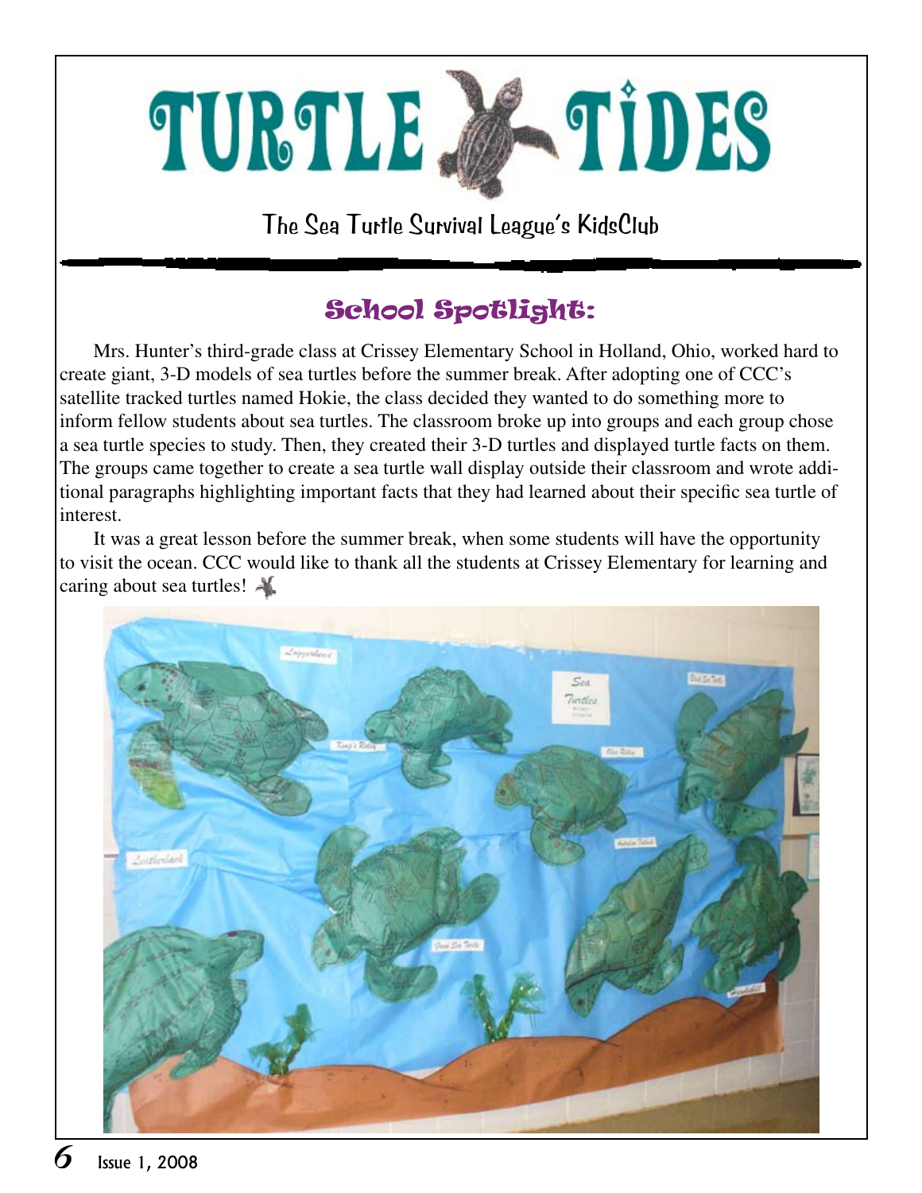# TURTLE TIDES

The Sea Turtle Survival League's KidsClub

## School Spotlight:

Mrs. Hunter's third-grade class at Crissey Elementary School in Holland, Ohio, worked hard to create giant, 3-D models of sea turtles before the summer break. After adopting one of CCC's satellite tracked turtles named Hokie, the class decided they wanted to do something more to inform fellow students about sea turtles. The classroom broke up into groups and each group chose a sea turtle species to study. Then, they created their 3-D turtles and displayed turtle facts on them. The groups came together to create a sea turtle wall display outside their classroom and wrote additional paragraphs highlighting important facts that they had learned about their specific sea turtle of interest.

It was a great lesson before the summer break, when some students will have the opportunity to visit the ocean. CCC would like to thank all the students at Crissey Elementary for learning and caring about sea turtles!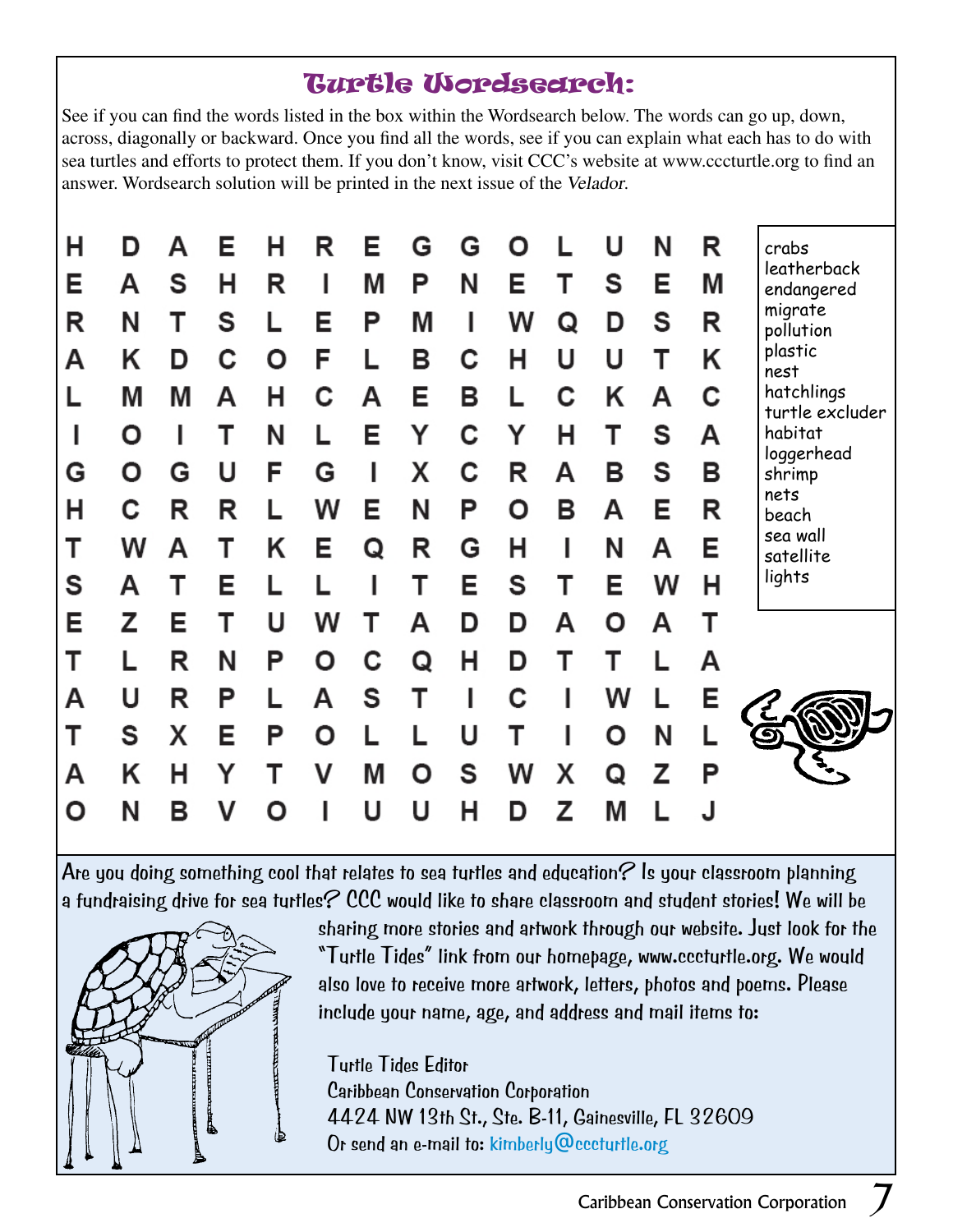## Turtle Wordsearch:

See if you can find the words listed in the box within the Wordsearch below. The words can go up, down, across, diagonally or backward. Once you find all the words, see if you can explain what each has to do with sea turtles and efforts to protect them. If you don't know, visit CCC's website at www.cccturtle.org to find an answer. Wordsearch solution will be printed in the next issue of the *Velador*.

| | | | | | | | | | | | | | |
|---|---|---|---|---|---|---|---|---|---|---|---|---|---|
| H | D | A | E | H | R | E | G | G | O | L | U | N | R |
| E | A | S | H | R | I | M | P | N | E | T | S | E | M |
| R | N | T | S | L | E | P | M | I | W | Q | D | S | R |
| A | K | D | C | O | F | L | B | C | H | U | U | T | K |
| L | M | M | A | H | C | A | E | B | L | C | K | A | C |
| I | O | I | T | N | L | E | Y | C | Y | H | T | S | A |
| G | O | G | U | F | G | I | X | C | R | A | B | S | B |
| H | C | R | R | L | W | E | N | P | O | B | A | E | R |
| T | W | A | T | K | E | Q | R | G | H | I | N | A | E |
| S | A | T | E | L | L | I | T | E | S | T | E | W | H |
| E | Z | E | T | U | W | T | A | D | D | A | O | A | T |
| T | L | R | N | P | O | C | Q | H | D | T | T | L | A |
| A | U | R | P | L | A | S | T | I | C | I | W | L | E |
| T | S | X | E | P | O | L | L | U | T | I | O | N | L |
| A | K | H | Y | T | V | M | O | S | W | X | Q | Z | P |
| O | N | B | V | O | I | U | U | H | D | Z | M | L | J |

crabs
leatherback
endangered
migrate
pollution
plastic
nest
hatchlings
turtle excluder
habitat
loggerhead
shrimp
nets
beach
sea wall
satellite
lights

Are you doing something cool that relates to sea turtles and education? Is your classroom planning a fundraising drive for sea turtles? CCC would like to share classroom and student stories! We will be sharing more stories and artwork through our website. Just look for the "Turtle Tides" link from our homepage, www.cccturtle.org. We would also love to receive more artwork, letters, photos and poems. Please include your name, age, and address and mail items to:

Turtle Tides Editor
Caribbean Conservation Corporation
4424 NW 13th St., Ste. B-11, Gainesville, FL 32609
Or send an e-mail to: kimberly@cccturtle.org